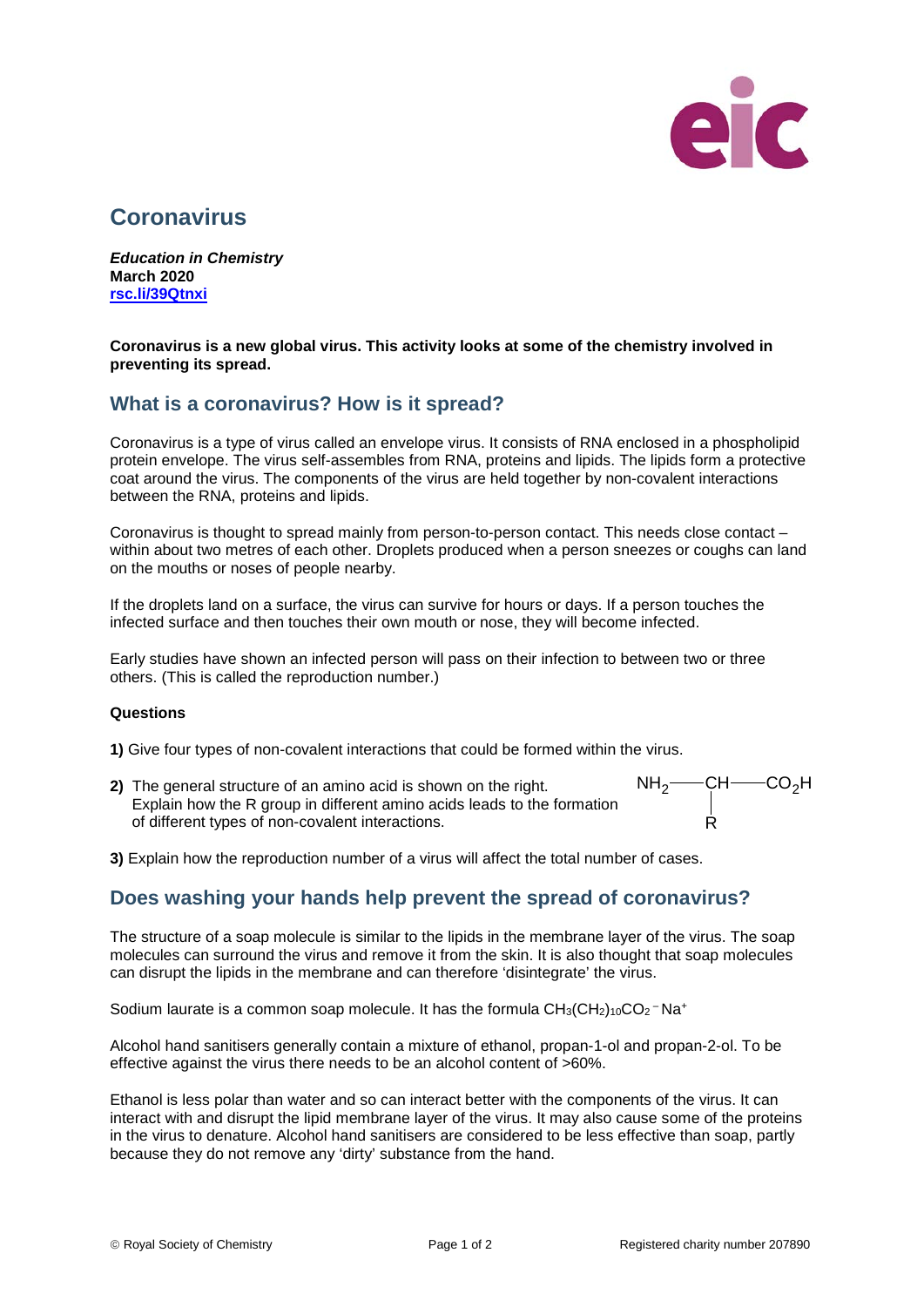# Coronavirus

***Education in Chemistry***
**March 2020**
**[rsc.li/39Qtnxi](rsc.li/39Qtnxi)**

**Coronavirus is a new global virus. This activity looks at some of the chemistry involved in preventing its spread.**

## What is a coronavirus? How is it spread?

Coronavirus is a type of virus called an envelope virus. It consists of RNA enclosed in a phospholipid protein envelope. The virus self-assembles from RNA, proteins and lipids. The lipids form a protective coat around the virus. The components of the virus are held together by non-covalent interactions between the RNA, proteins and lipids.

Coronavirus is thought to spread mainly from person-to-person contact. This needs close contact – within about two metres of each other. Droplets produced when a person sneezes or coughs can land on the mouths or noses of people nearby.

If the droplets land on a surface, the virus can survive for hours or days. If a person touches the infected surface and then touches their own mouth or nose, they will become infected.

Early studies have shown an infected person will pass on their infection to between two or three others. (This is called the reproduction number.)

### Questions

**1)** Give four types of non-covalent interactions that could be formed within the virus.

**2)** The general structure of an amino acid is shown on the right. Explain how the R group in different amino acids leads to the formation of different types of non-covalent interactions.

$$NH_2-\underset{\displaystyle R}{\underset{|}{CH}}-CO_2H$$

**3)** Explain how the reproduction number of a virus will affect the total number of cases.

## Does washing your hands help prevent the spread of coronavirus?

The structure of a soap molecule is similar to the lipids in the membrane layer of the virus. The soap molecules can surround the virus and remove it from the skin. It is also thought that soap molecules can disrupt the lipids in the membrane and can therefore 'disintegrate' the virus.

Sodium laurate is a common soap molecule. It has the formula $CH_3(CH_2)_{10}CO_2^-Na^+$

Alcohol hand sanitisers generally contain a mixture of ethanol, propan-1-ol and propan-2-ol. To be effective against the virus there needs to be an alcohol content of >60%.

Ethanol is less polar than water and so can interact better with the components of the virus. It can interact with and disrupt the lipid membrane layer of the virus. It may also cause some of the proteins in the virus to denature. Alcohol hand sanitisers are considered to be less effective than soap, partly because they do not remove any 'dirty' substance from the hand.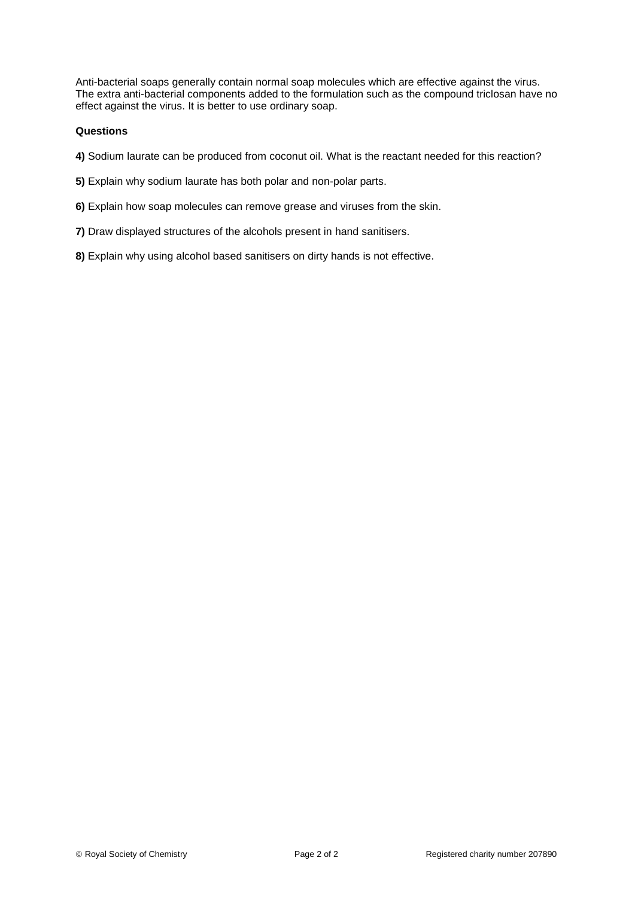Anti-bacterial soaps generally contain normal soap molecules which are effective against the virus. The extra anti-bacterial components added to the formulation such as the compound triclosan have no effect against the virus. It is better to use ordinary soap.

**Questions**

**4)** Sodium laurate can be produced from coconut oil. What is the reactant needed for this reaction?

**5)** Explain why sodium laurate has both polar and non-polar parts.

**6)** Explain how soap molecules can remove grease and viruses from the skin.

**7)** Draw displayed structures of the alcohols present in hand sanitisers.

**8)** Explain why using alcohol based sanitisers on dirty hands is not effective.